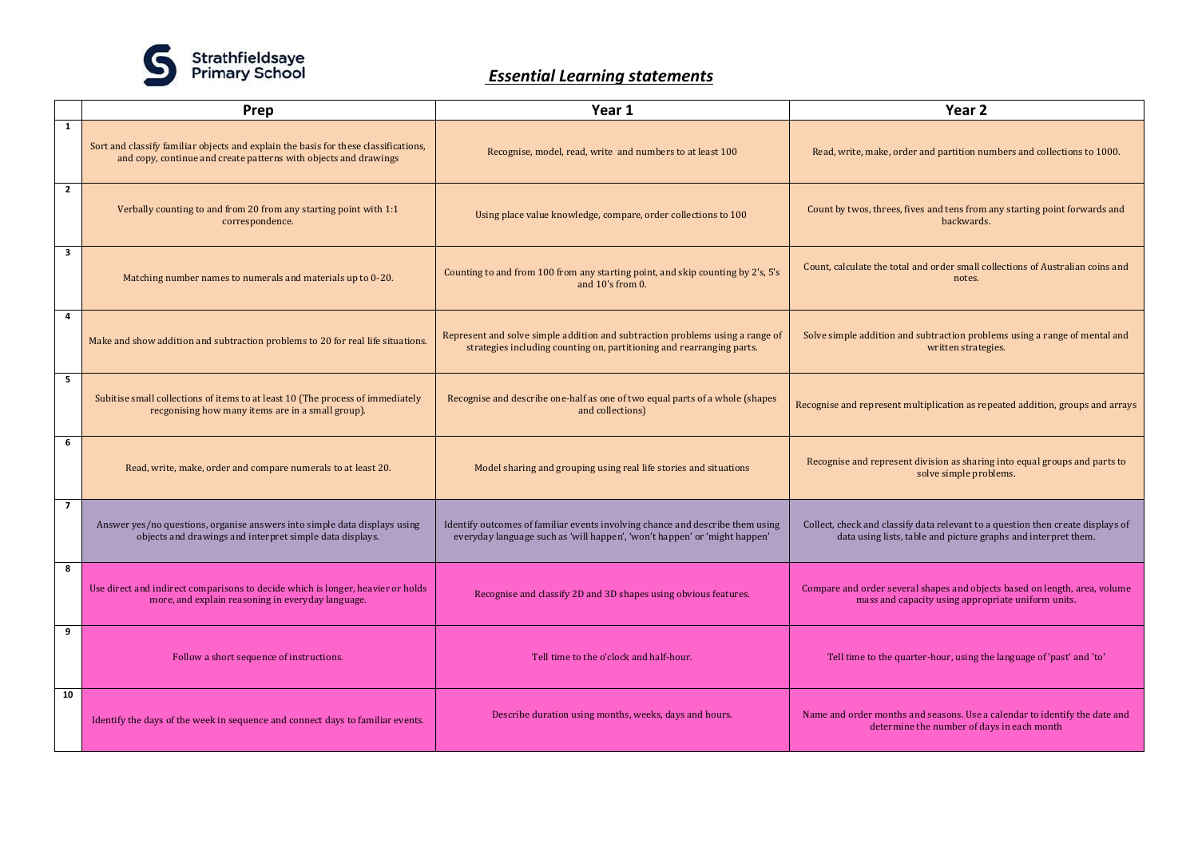Strathfieldsaye Primary School

# *Essential Learning statements*

| | Prep | Year 1 | Year 2 |
|---|---|---|---|
| 1 | Sort and classify familiar objects and explain the basis for these classifications, and copy, continue and create patterns with objects and drawings | Recognise, model, read, write and numbers to at least 100 | Read, write, make, order and partition numbers and collections to 1000. |
| 2 | Verbally counting to and from 20 from any starting point with 1:1 correspondence. | Using place value knowledge, compare, order collections to 100 | Count by twos, threes, fives and tens from any starting point forwards and backwards. |
| 3 | Matching number names to numerals and materials up to 0-20. | Counting to and from 100 from any starting point, and skip counting by 2's, 5's and 10's from 0. | Count, calculate the total and order small collections of Australian coins and notes. |
| 4 | Make and show addition and subtraction problems to 20 for real life situations. | Represent and solve simple addition and subtraction problems using a range of strategies including counting on, partitioning and rearranging parts. | Solve simple addition and subtraction problems using a range of mental and written strategies. |
| 5 | Subitise small collections of items to at least 10 (The process of immediately recgonising how many items are in a small group). | Recognise and describe one-half as one of two equal parts of a whole (shapes and collections) | Recognise and represent multiplication as repeated addition, groups and arrays |
| 6 | Read, write, make, order and compare numerals to at least 20. | Model sharing and grouping using real life stories and situations | Recognise and represent division as sharing into equal groups and parts to solve simple problems. |
| 7 | Answer yes/no questions, organise answers into simple data displays using objects and drawings and interpret simple data displays. | Identify outcomes of familiar events involving chance and describe them using everyday language such as 'will happen', 'won't happen' or 'might happen' | Collect, check and classify data relevant to a question then create displays of data using lists, table and picture graphs and interpret them. |
| 8 | Use direct and indirect comparisons to decide which is longer, heavier or holds more, and explain reasoning in everyday language. | Recognise and classify 2D and 3D shapes using obvious features. | Compare and order several shapes and objects based on length, area, volume mass and capacity using appropriate uniform units. |
| 9 | Follow a short sequence of instructions. | Tell time to the o'clock and half-hour. | Tell time to the quarter-hour, using the language of 'past' and 'to' |
| 10 | Identify the days of the week in sequence and connect days to familiar events. | Describe duration using months, weeks, days and hours. | Name and order months and seasons. Use a calendar to identify the date and determine the number of days in each month |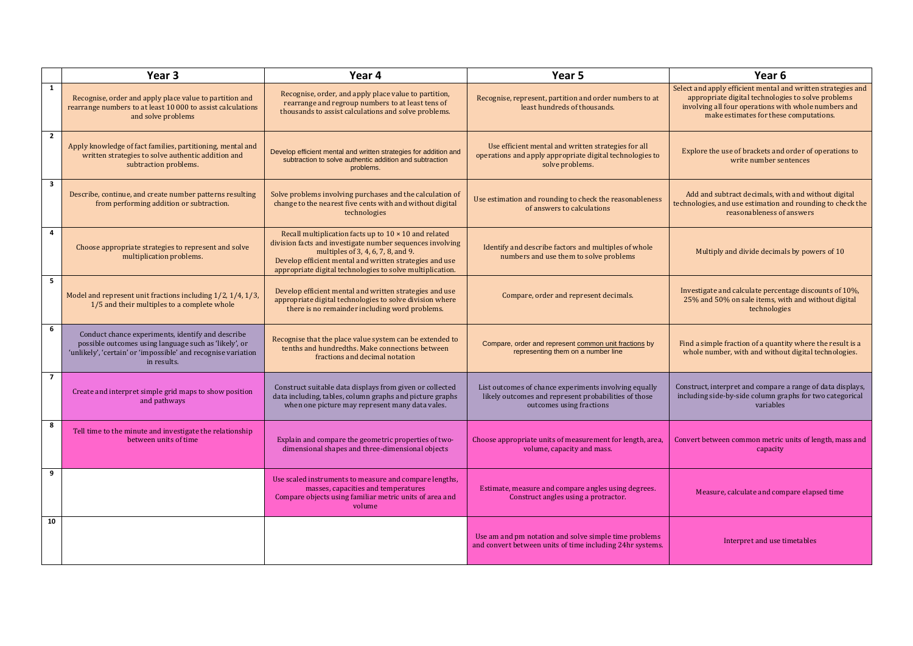| | Year 3 | Year 4 | Year 5 | Year 6 |
|---|---|---|---|---|
| 1 | Recognise, order and apply place value to partition and rearrange numbers to at least 10 000 to assist calculations and solve problems | Recognise, order, and apply place value to partition, rearrange and regroup numbers to at least tens of thousands to assist calculations and solve problems. | Recognise, represent, partition and order numbers to at least hundreds of thousands. | Select and apply efficient mental and written strategies and appropriate digital technologies to solve problems involving all four operations with whole numbers and make estimates for these computations. |
| 2 | Apply knowledge of fact families, partitioning, mental and written strategies to solve authentic addition and subtraction problems. | Develop efficient mental and written strategies for addition and subtraction to solve authentic addition and subtraction problems. | Use efficient mental and written strategies for all operations and apply appropriate digital technologies to solve problems. | Explore the use of brackets and order of operations to write number sentences |
| 3 | Describe, continue, and create number patterns resulting from performing addition or subtraction. | Solve problems involving purchases and the calculation of change to the nearest five cents with and without digital technologies | Use estimation and rounding to check the reasonableness of answers to calculations | Add and subtract decimals, with and without digital technologies, and use estimation and rounding to check the reasonableness of answers |
| 4 | Choose appropriate strategies to represent and solve multiplication problems. | Recall multiplication facts up to 10 × 10 and related division facts and investigate number sequences involving multiples of 3, 4, 6, 7, 8, and 9.<br>Develop efficient mental and written strategies and use appropriate digital technologies to solve multiplication. | Identify and describe factors and multiples of whole numbers and use them to solve problems | Multiply and divide decimals by powers of 10 |
| 5 | Model and represent unit fractions including 1/2, 1/4, 1/3, 1/5 and their multiples to a complete whole | Develop efficient mental and written strategies and use appropriate digital technologies to solve division where there is no remainder including word problems. | Compare, order and represent decimals. | Investigate and calculate percentage discounts of 10%, 25% and 50% on sale items, with and without digital technologies |
| 6 | Conduct chance experiments, identify and describe possible outcomes using language such as 'likely', or 'unlikely', 'certain' or 'impossible' and recognise variation in results. | Recognise that the place value system can be extended to tenths and hundredths. Make connections between fractions and decimal notation | Compare, order and represent common unit fractions by representing them on a number line | Find a simple fraction of a quantity where the result is a whole number, with and without digital technologies. |
| 7 | Create and interpret simple grid maps to show position and pathways | Construct suitable data displays from given or collected data including, tables, column graphs and picture graphs when one picture may represent many data vales. | List outcomes of chance experiments involving equally likely outcomes and represent probabilities of those outcomes using fractions | Construct, interpret and compare a range of data displays, including side-by-side column graphs for two categorical variables |
| 8 | Tell time to the minute and investigate the relationship between units of time | Explain and compare the geometric properties of two-dimensional shapes and three-dimensional objects | Choose appropriate units of measurement for length, area, volume, capacity and mass. | Convert between common metric units of length, mass and capacity |
| 9 | | Use scaled instruments to measure and compare lengths, masses, capacities and temperatures<br>Compare objects using familiar metric units of area and volume | Estimate, measure and compare angles using degrees. Construct angles using a protractor. | Measure, calculate and compare elapsed time |
| 10 | | | Use am and pm notation and solve simple time problems and convert between units of time including 24hr systems. | Interpret and use timetables |